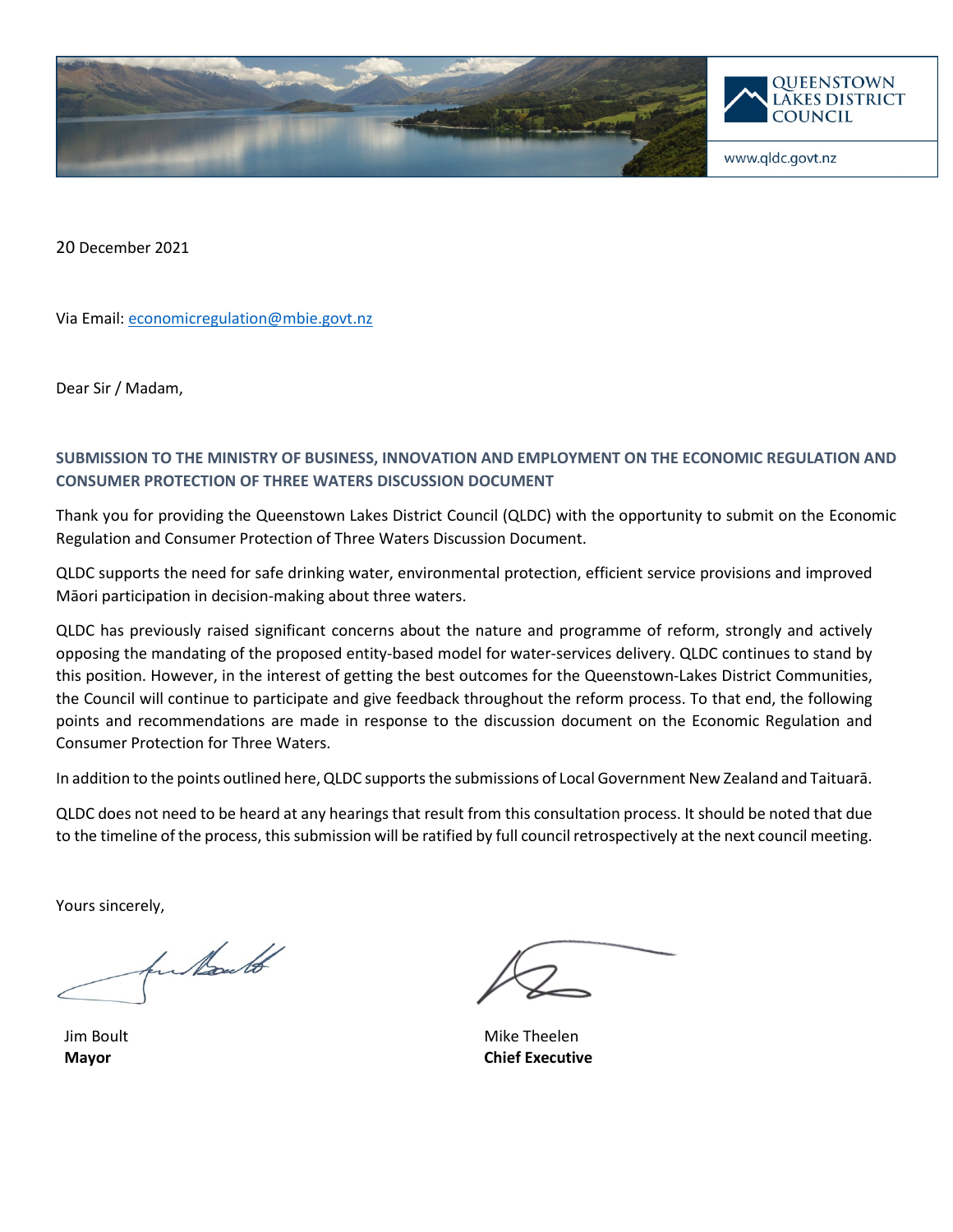QUEENSTOWN LAKES DISTRICT COUNCIL

www.qldc.govt.nz

20 December 2021

Via Email: economicregulation@mbie.govt.nz

Dear Sir / Madam,

### SUBMISSION TO THE MINISTRY OF BUSINESS, INNOVATION AND EMPLOYMENT ON THE ECONOMIC REGULATION AND CONSUMER PROTECTION OF THREE WATERS DISCUSSION DOCUMENT

Thank you for providing the Queenstown Lakes District Council (QLDC) with the opportunity to submit on the Economic Regulation and Consumer Protection of Three Waters Discussion Document.

QLDC supports the need for safe drinking water, environmental protection, efficient service provisions and improved Māori participation in decision-making about three waters.

QLDC has previously raised significant concerns about the nature and programme of reform, strongly and actively opposing the mandating of the proposed entity-based model for water-services delivery. QLDC continues to stand by this position. However, in the interest of getting the best outcomes for the Queenstown-Lakes District Communities, the Council will continue to participate and give feedback throughout the reform process. To that end, the following points and recommendations are made in response to the discussion document on the Economic Regulation and Consumer Protection for Three Waters.

In addition to the points outlined here, QLDC supports the submissions of Local Government New Zealand and Taituarā.

QLDC does not need to be heard at any hearings that result from this consultation process. It should be noted that due to the timeline of the process, this submission will be ratified by full council retrospectively at the next council meeting.

Yours sincerely,

Jim Boult
**Mayor**

Mike Theelen
**Chief Executive**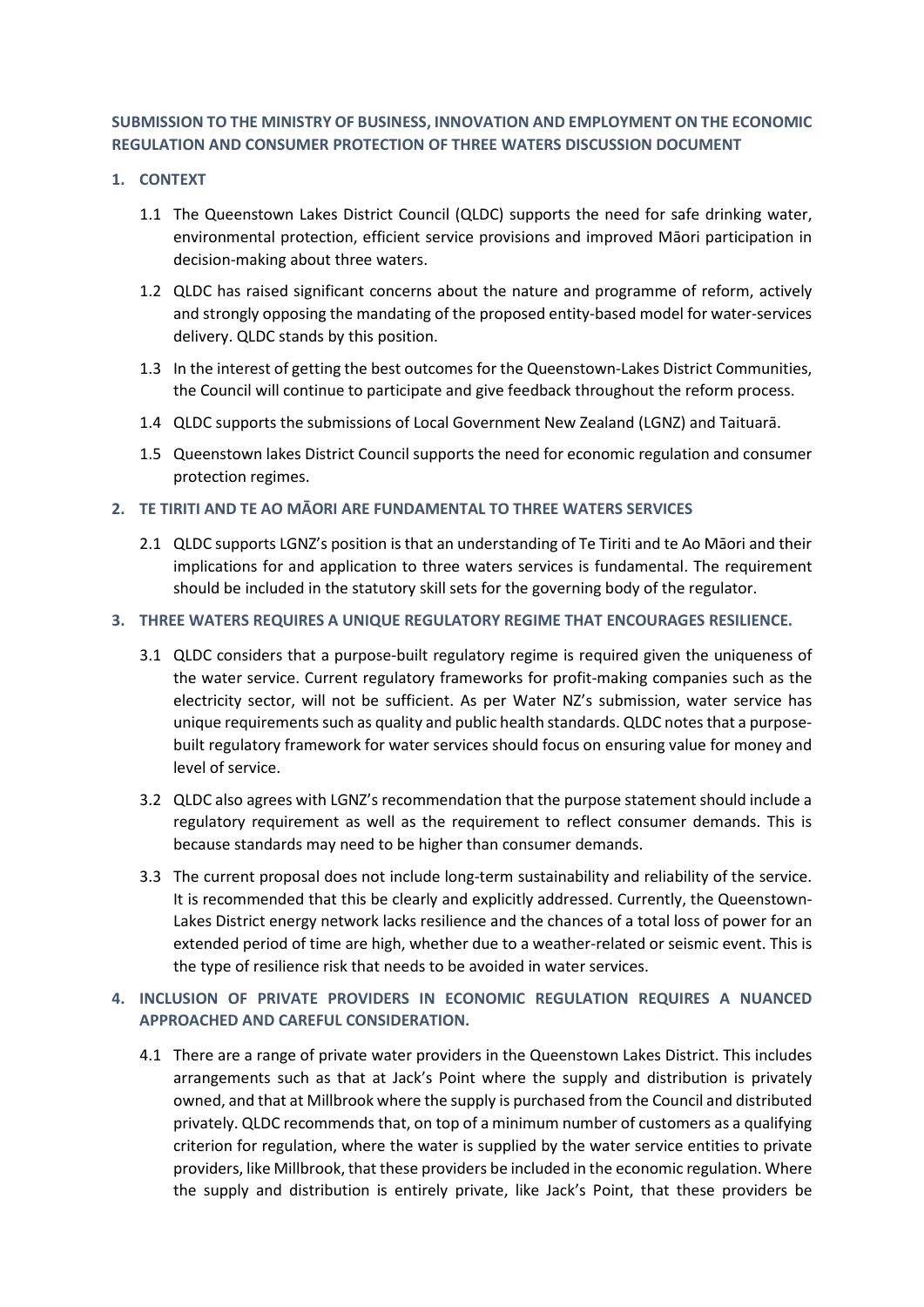**SUBMISSION TO THE MINISTRY OF BUSINESS, INNOVATION AND EMPLOYMENT ON THE ECONOMIC REGULATION AND CONSUMER PROTECTION OF THREE WATERS DISCUSSION DOCUMENT**

**1. CONTEXT**

1.1 The Queenstown Lakes District Council (QLDC) supports the need for safe drinking water, environmental protection, efficient service provisions and improved Māori participation in decision-making about three waters.

1.2 QLDC has raised significant concerns about the nature and programme of reform, actively and strongly opposing the mandating of the proposed entity-based model for water-services delivery. QLDC stands by this position.

1.3 In the interest of getting the best outcomes for the Queenstown-Lakes District Communities, the Council will continue to participate and give feedback throughout the reform process.

1.4 QLDC supports the submissions of Local Government New Zealand (LGNZ) and Taituarā.

1.5 Queenstown lakes District Council supports the need for economic regulation and consumer protection regimes.

**2. TE TIRITI AND TE AO MĀORI ARE FUNDAMENTAL TO THREE WATERS SERVICES**

2.1 QLDC supports LGNZ's position is that an understanding of Te Tiriti and te Ao Māori and their implications for and application to three waters services is fundamental. The requirement should be included in the statutory skill sets for the governing body of the regulator.

**3. THREE WATERS REQUIRES A UNIQUE REGULATORY REGIME THAT ENCOURAGES RESILIENCE.**

3.1 QLDC considers that a purpose-built regulatory regime is required given the uniqueness of the water service. Current regulatory frameworks for profit-making companies such as the electricity sector, will not be sufficient. As per Water NZ's submission, water service has unique requirements such as quality and public health standards. QLDC notes that a purpose-built regulatory framework for water services should focus on ensuring value for money and level of service.

3.2 QLDC also agrees with LGNZ's recommendation that the purpose statement should include a regulatory requirement as well as the requirement to reflect consumer demands. This is because standards may need to be higher than consumer demands.

3.3 The current proposal does not include long-term sustainability and reliability of the service. It is recommended that this be clearly and explicitly addressed. Currently, the Queenstown-Lakes District energy network lacks resilience and the chances of a total loss of power for an extended period of time are high, whether due to a weather-related or seismic event. This is the type of resilience risk that needs to be avoided in water services.

**4. INCLUSION OF PRIVATE PROVIDERS IN ECONOMIC REGULATION REQUIRES A NUANCED APPROACHED AND CAREFUL CONSIDERATION.**

4.1 There are a range of private water providers in the Queenstown Lakes District. This includes arrangements such as that at Jack's Point where the supply and distribution is privately owned, and that at Millbrook where the supply is purchased from the Council and distributed privately. QLDC recommends that, on top of a minimum number of customers as a qualifying criterion for regulation, where the water is supplied by the water service entities to private providers, like Millbrook, that these providers be included in the economic regulation. Where the supply and distribution is entirely private, like Jack's Point, that these providers be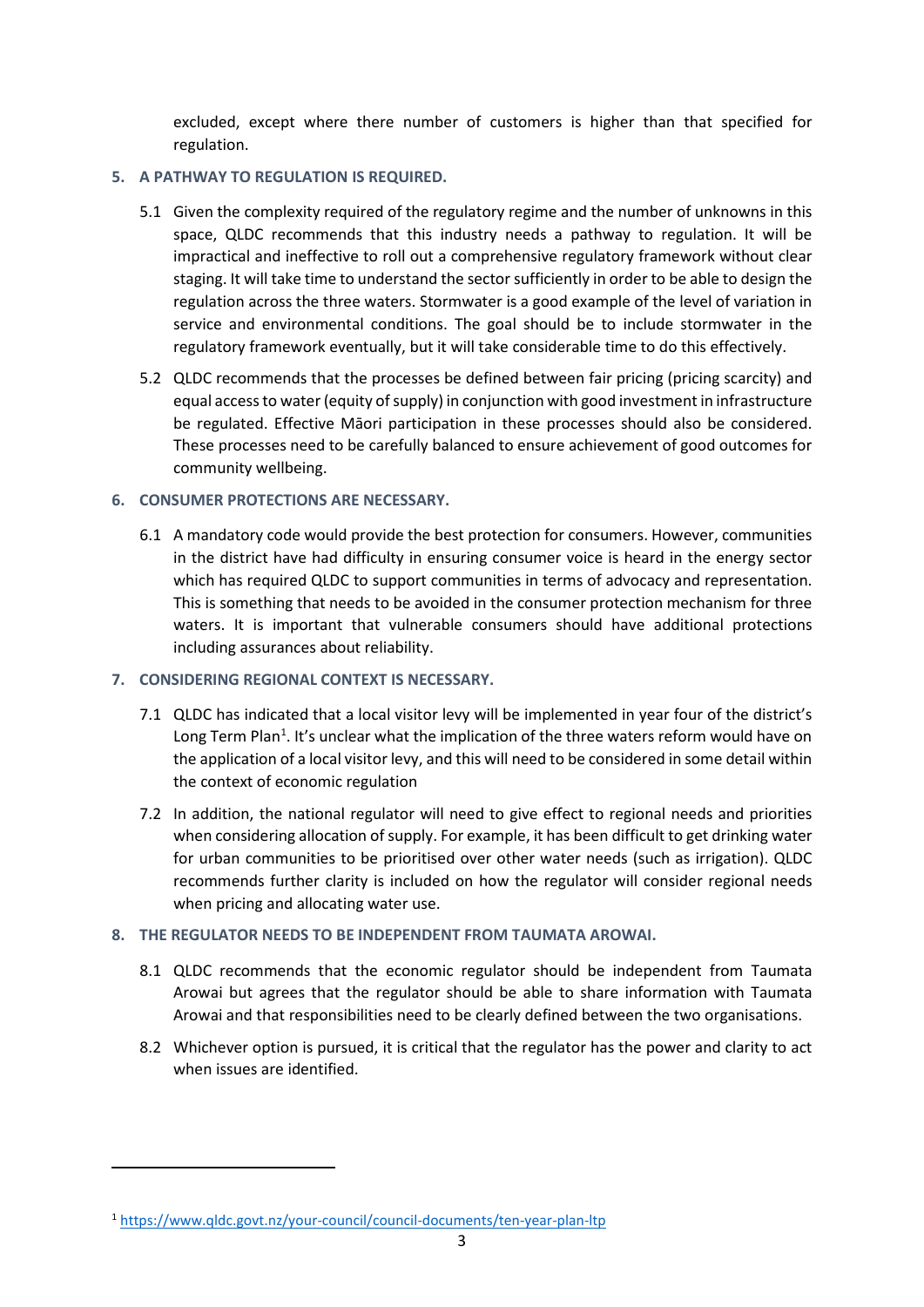excluded, except where there number of customers is higher than that specified for regulation.

## 5. A PATHWAY TO REGULATION IS REQUIRED.

5.1 Given the complexity required of the regulatory regime and the number of unknowns in this space, QLDC recommends that this industry needs a pathway to regulation. It will be impractical and ineffective to roll out a comprehensive regulatory framework without clear staging. It will take time to understand the sector sufficiently in order to be able to design the regulation across the three waters. Stormwater is a good example of the level of variation in service and environmental conditions. The goal should be to include stormwater in the regulatory framework eventually, but it will take considerable time to do this effectively.

5.2 QLDC recommends that the processes be defined between fair pricing (pricing scarcity) and equal access to water (equity of supply) in conjunction with good investment in infrastructure be regulated. Effective Māori participation in these processes should also be considered. These processes need to be carefully balanced to ensure achievement of good outcomes for community wellbeing.

## 6. CONSUMER PROTECTIONS ARE NECESSARY.

6.1 A mandatory code would provide the best protection for consumers. However, communities in the district have had difficulty in ensuring consumer voice is heard in the energy sector which has required QLDC to support communities in terms of advocacy and representation. This is something that needs to be avoided in the consumer protection mechanism for three waters. It is important that vulnerable consumers should have additional protections including assurances about reliability.

## 7. CONSIDERING REGIONAL CONTEXT IS NECESSARY.

7.1 QLDC has indicated that a local visitor levy will be implemented in year four of the district's Long Term Plan[1]. It's unclear what the implication of the three waters reform would have on the application of a local visitor levy, and this will need to be considered in some detail within the context of economic regulation

7.2 In addition, the national regulator will need to give effect to regional needs and priorities when considering allocation of supply. For example, it has been difficult to get drinking water for urban communities to be prioritised over other water needs (such as irrigation). QLDC recommends further clarity is included on how the regulator will consider regional needs when pricing and allocating water use.

## 8. THE REGULATOR NEEDS TO BE INDEPENDENT FROM TAUMATA AROWAI.

8.1 QLDC recommends that the economic regulator should be independent from Taumata Arowai but agrees that the regulator should be able to share information with Taumata Arowai and that responsibilities need to be clearly defined between the two organisations.

8.2 Whichever option is pursued, it is critical that the regulator has the power and clarity to act when issues are identified.

---

[1] https://www.qldc.govt.nz/your-council/council-documents/ten-year-plan-ltp